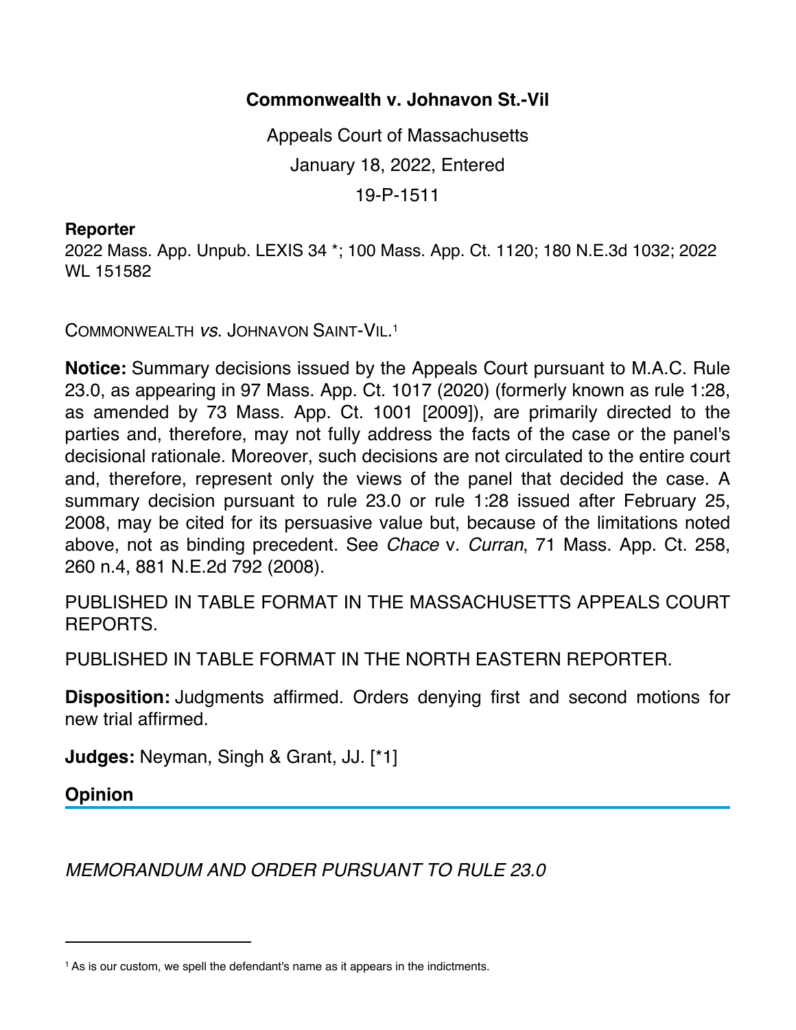# Commonwealth v. Johnavon St.-Vil

Appeals Court of Massachusetts

January 18, 2022, Entered

19-P-1511

**Reporter**

2022 Mass. App. Unpub. LEXIS 34 *; 100 Mass. App. Ct. 1120; 180 N.E.3d 1032; 2022 WL 151582

COMMONWEALTH *vs.* JOHNAVON SAINT-VIL.[1]

**Notice:** Summary decisions issued by the Appeals Court pursuant to M.A.C. Rule 23.0, as appearing in 97 Mass. App. Ct. 1017 (2020) (formerly known as rule 1:28, as amended by 73 Mass. App. Ct. 1001 [2009]), are primarily directed to the parties and, therefore, may not fully address the facts of the case or the panel's decisional rationale. Moreover, such decisions are not circulated to the entire court and, therefore, represent only the views of the panel that decided the case. A summary decision pursuant to rule 23.0 or rule 1:28 issued after February 25, 2008, may be cited for its persuasive value but, because of the limitations noted above, not as binding precedent. See *Chace* v. *Curran*, 71 Mass. App. Ct. 258, 260 n.4, 881 N.E.2d 792 (2008).

PUBLISHED IN TABLE FORMAT IN THE MASSACHUSETTS APPEALS COURT REPORTS.

PUBLISHED IN TABLE FORMAT IN THE NORTH EASTERN REPORTER.

**Disposition:** Judgments affirmed. Orders denying first and second motions for new trial affirmed.

**Judges:** Neyman, Singh & Grant, JJ. [*1]

## Opinion

*MEMORANDUM AND ORDER PURSUANT TO RULE 23.0*

---

[1] As is our custom, we spell the defendant's name as it appears in the indictments.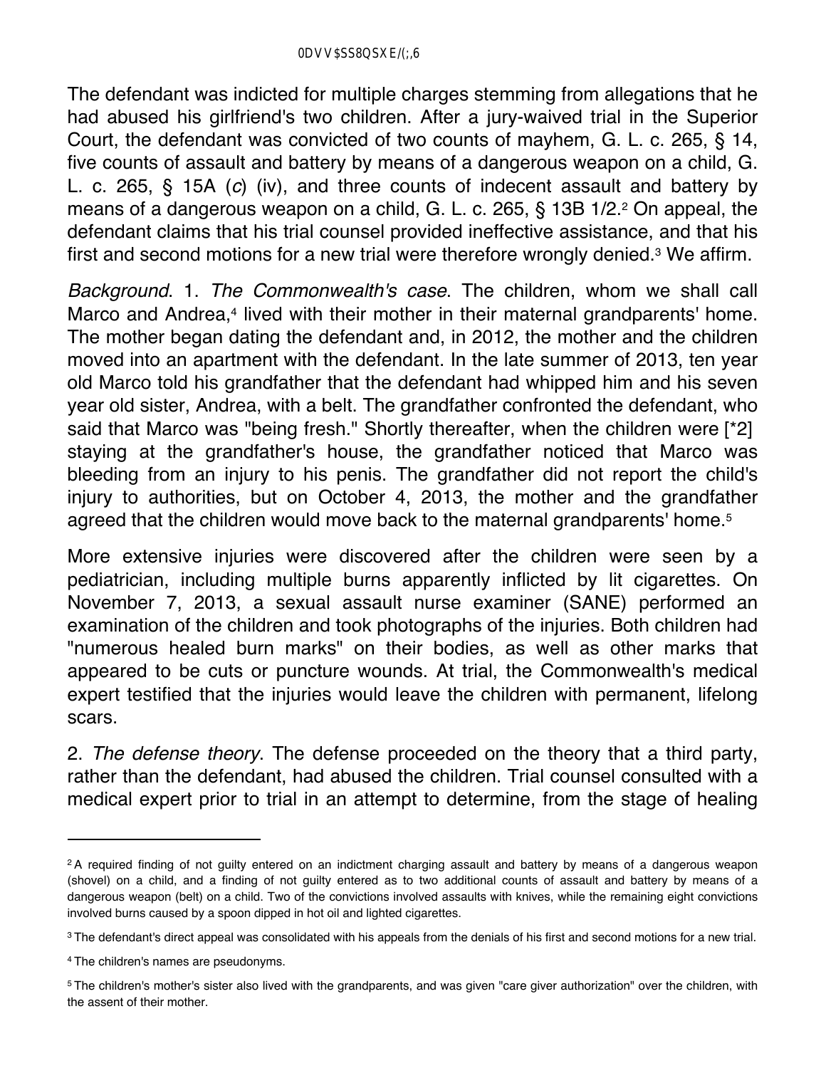The defendant was indicted for multiple charges stemming from allegations that he had abused his girlfriend's two children. After a jury-waived trial in the Superior Court, the defendant was convicted of two counts of mayhem, G. L. c. 265, § 14, five counts of assault and battery by means of a dangerous weapon on a child, G. L. c. 265, § 15A (*c*) (iv), and three counts of indecent assault and battery by means of a dangerous weapon on a child, G. L. c. 265, § 13B 1/2.[2] On appeal, the defendant claims that his trial counsel provided ineffective assistance, and that his first and second motions for a new trial were therefore wrongly denied.[3] We affirm.

*Background*. 1. *The Commonwealth's case*. The children, whom we shall call Marco and Andrea,[4] lived with their mother in their maternal grandparents' home. The mother began dating the defendant and, in 2012, the mother and the children moved into an apartment with the defendant. In the late summer of 2013, ten year old Marco told his grandfather that the defendant had whipped him and his seven year old sister, Andrea, with a belt. The grandfather confronted the defendant, who said that Marco was "being fresh." Shortly thereafter, when the children were [*2] staying at the grandfather's house, the grandfather noticed that Marco was bleeding from an injury to his penis. The grandfather did not report the child's injury to authorities, but on October 4, 2013, the mother and the grandfather agreed that the children would move back to the maternal grandparents' home.[5]

More extensive injuries were discovered after the children were seen by a pediatrician, including multiple burns apparently inflicted by lit cigarettes. On November 7, 2013, a sexual assault nurse examiner (SANE) performed an examination of the children and took photographs of the injuries. Both children had "numerous healed burn marks" on their bodies, as well as other marks that appeared to be cuts or puncture wounds. At trial, the Commonwealth's medical expert testified that the injuries would leave the children with permanent, lifelong scars.

2. *The defense theory*. The defense proceeded on the theory that a third party, rather than the defendant, had abused the children. Trial counsel consulted with a medical expert prior to trial in an attempt to determine, from the stage of healing

---

[2] A required finding of not guilty entered on an indictment charging assault and battery by means of a dangerous weapon (shovel) on a child, and a finding of not guilty entered as to two additional counts of assault and battery by means of a dangerous weapon (belt) on a child. Two of the convictions involved assaults with knives, while the remaining eight convictions involved burns caused by a spoon dipped in hot oil and lighted cigarettes.

[3] The defendant's direct appeal was consolidated with his appeals from the denials of his first and second motions for a new trial.

[4] The children's names are pseudonyms.

[5] The children's mother's sister also lived with the grandparents, and was given "care giver authorization" over the children, with the assent of their mother.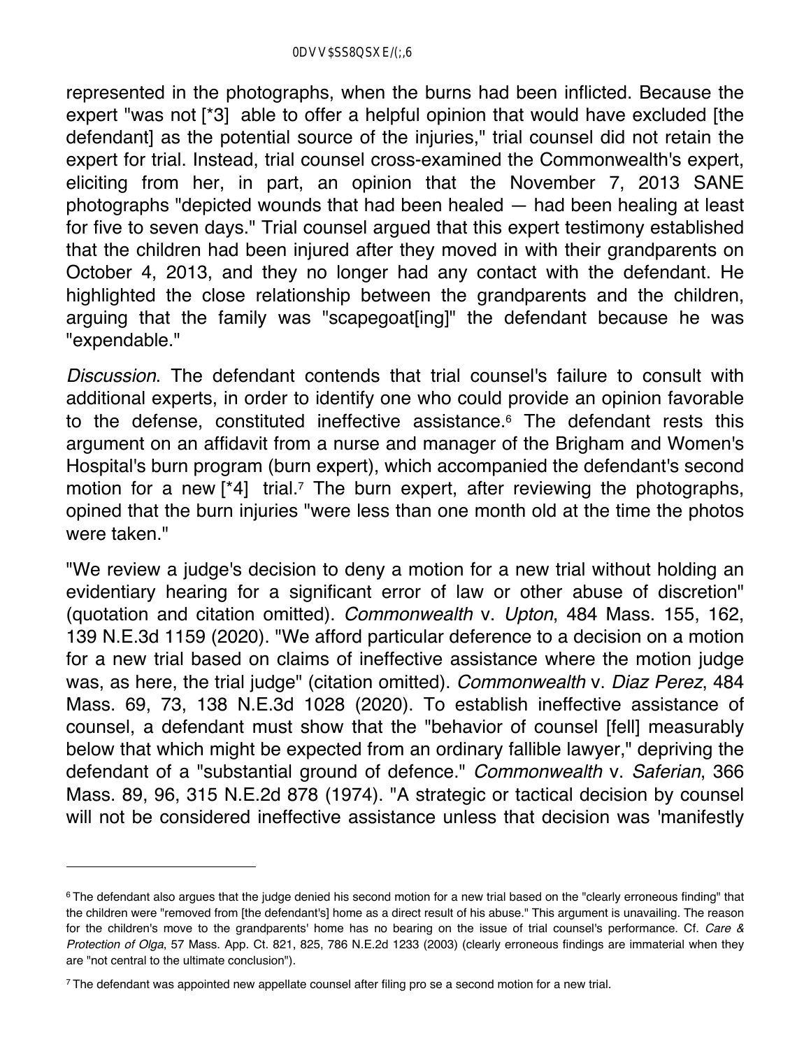represented in the photographs, when the burns had been inflicted. Because the expert "was not [*3] able to offer a helpful opinion that would have excluded [the defendant] as the potential source of the injuries," trial counsel did not retain the expert for trial. Instead, trial counsel cross-examined the Commonwealth's expert, eliciting from her, in part, an opinion that the November 7, 2013 SANE photographs "depicted wounds that had been healed — had been healing at least for five to seven days." Trial counsel argued that this expert testimony established that the children had been injured after they moved in with their grandparents on October 4, 2013, and they no longer had any contact with the defendant. He highlighted the close relationship between the grandparents and the children, arguing that the family was "scapegoat[ing]" the defendant because he was "expendable."

*Discussion*. The defendant contends that trial counsel's failure to consult with additional experts, in order to identify one who could provide an opinion favorable to the defense, constituted ineffective assistance.[6] The defendant rests this argument on an affidavit from a nurse and manager of the Brigham and Women's Hospital's burn program (burn expert), which accompanied the defendant's second motion for a new [*4] trial.[7] The burn expert, after reviewing the photographs, opined that the burn injuries "were less than one month old at the time the photos were taken."

"We review a judge's decision to deny a motion for a new trial without holding an evidentiary hearing for a significant error of law or other abuse of discretion" (quotation and citation omitted). *Commonwealth* v. *Upton*, 484 Mass. 155, 162, 139 N.E.3d 1159 (2020). "We afford particular deference to a decision on a motion for a new trial based on claims of ineffective assistance where the motion judge was, as here, the trial judge" (citation omitted). *Commonwealth* v. *Diaz Perez*, 484 Mass. 69, 73, 138 N.E.3d 1028 (2020). To establish ineffective assistance of counsel, a defendant must show that the "behavior of counsel [fell] measurably below that which might be expected from an ordinary fallible lawyer," depriving the defendant of a "substantial ground of defence." *Commonwealth* v. *Saferian*, 366 Mass. 89, 96, 315 N.E.2d 878 (1974). "A strategic or tactical decision by counsel will not be considered ineffective assistance unless that decision was 'manifestly

---

[6] The defendant also argues that the judge denied his second motion for a new trial based on the "clearly erroneous finding" that the children were "removed from [the defendant's] home as a direct result of his abuse." This argument is unavailing. The reason for the children's move to the grandparents' home has no bearing on the issue of trial counsel's performance. Cf. *Care & Protection of Olga*, 57 Mass. App. Ct. 821, 825, 786 N.E.2d 1233 (2003) (clearly erroneous findings are immaterial when they are "not central to the ultimate conclusion").

[7] The defendant was appointed new appellate counsel after filing pro se a second motion for a new trial.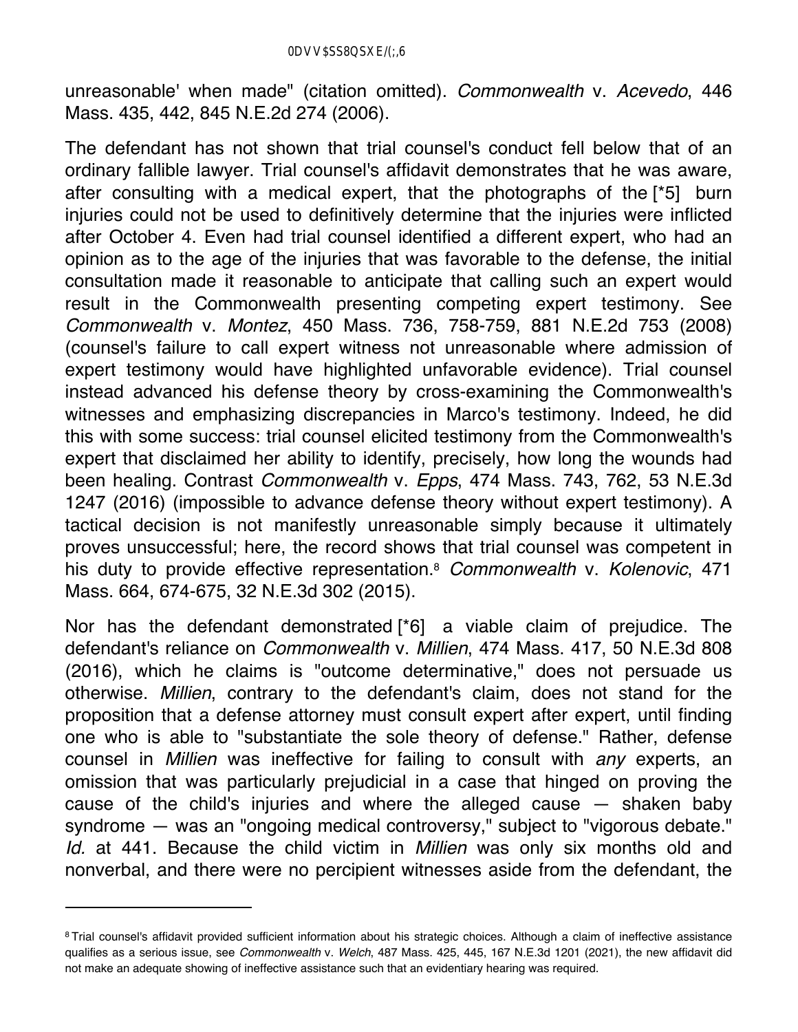unreasonable' when made" (citation omitted). *Commonwealth* v. *Acevedo*, 446 Mass. 435, 442, 845 N.E.2d 274 (2006).

The defendant has not shown that trial counsel's conduct fell below that of an ordinary fallible lawyer. Trial counsel's affidavit demonstrates that he was aware, after consulting with a medical expert, that the photographs of the [*5] burn injuries could not be used to definitively determine that the injuries were inflicted after October 4. Even had trial counsel identified a different expert, who had an opinion as to the age of the injuries that was favorable to the defense, the initial consultation made it reasonable to anticipate that calling such an expert would result in the Commonwealth presenting competing expert testimony. See *Commonwealth* v. *Montez*, 450 Mass. 736, 758-759, 881 N.E.2d 753 (2008) (counsel's failure to call expert witness not unreasonable where admission of expert testimony would have highlighted unfavorable evidence). Trial counsel instead advanced his defense theory by cross-examining the Commonwealth's witnesses and emphasizing discrepancies in Marco's testimony. Indeed, he did this with some success: trial counsel elicited testimony from the Commonwealth's expert that disclaimed her ability to identify, precisely, how long the wounds had been healing. Contrast *Commonwealth* v. *Epps*, 474 Mass. 743, 762, 53 N.E.3d 1247 (2016) (impossible to advance defense theory without expert testimony). A tactical decision is not manifestly unreasonable simply because it ultimately proves unsuccessful; here, the record shows that trial counsel was competent in his duty to provide effective representation.[8] *Commonwealth* v. *Kolenovic*, 471 Mass. 664, 674-675, 32 N.E.3d 302 (2015).

Nor has the defendant demonstrated [*6] a viable claim of prejudice. The defendant's reliance on *Commonwealth* v. *Millien*, 474 Mass. 417, 50 N.E.3d 808 (2016), which he claims is "outcome determinative," does not persuade us otherwise. *Millien*, contrary to the defendant's claim, does not stand for the proposition that a defense attorney must consult expert after expert, until finding one who is able to "substantiate the sole theory of defense." Rather, defense counsel in *Millien* was ineffective for failing to consult with *any* experts, an omission that was particularly prejudicial in a case that hinged on proving the cause of the child's injuries and where the alleged cause — shaken baby syndrome — was an "ongoing medical controversy," subject to "vigorous debate." *Id.* at 441. Because the child victim in *Millien* was only six months old and nonverbal, and there were no percipient witnesses aside from the defendant, the

---

[8] Trial counsel's affidavit provided sufficient information about his strategic choices. Although a claim of ineffective assistance qualifies as a serious issue, see *Commonwealth* v. *Welch*, 487 Mass. 425, 445, 167 N.E.3d 1201 (2021), the new affidavit did not make an adequate showing of ineffective assistance such that an evidentiary hearing was required.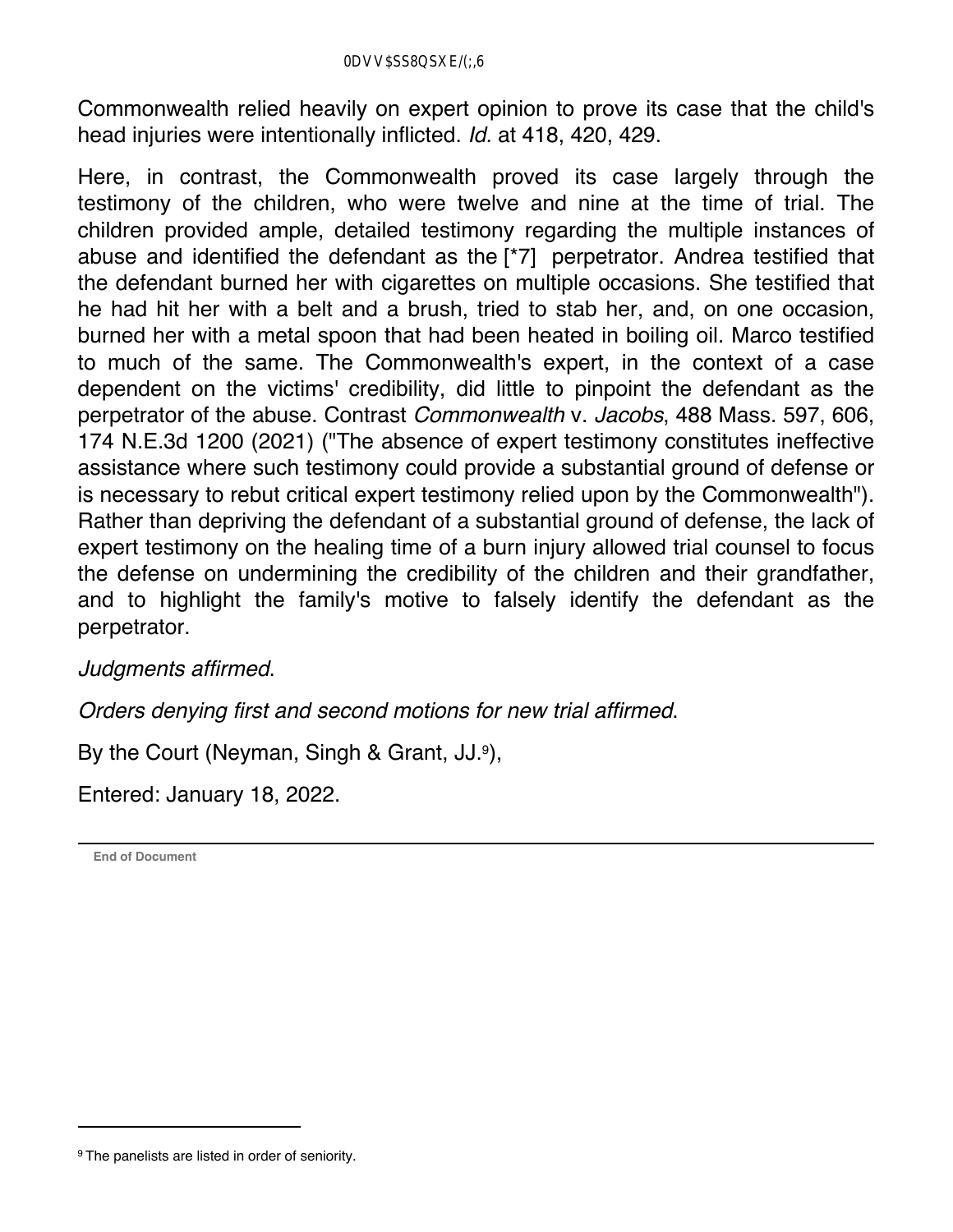Commonwealth relied heavily on expert opinion to prove its case that the child's head injuries were intentionally inflicted. *Id.* at 418, 420, 429.

Here, in contrast, the Commonwealth proved its case largely through the testimony of the children, who were twelve and nine at the time of trial. The children provided ample, detailed testimony regarding the multiple instances of abuse and identified the defendant as the [*7] perpetrator. Andrea testified that the defendant burned her with cigarettes on multiple occasions. She testified that he had hit her with a belt and a brush, tried to stab her, and, on one occasion, burned her with a metal spoon that had been heated in boiling oil. Marco testified to much of the same. The Commonwealth's expert, in the context of a case dependent on the victims' credibility, did little to pinpoint the defendant as the perpetrator of the abuse. Contrast *Commonwealth* v. *Jacobs*, 488 Mass. 597, 606, 174 N.E.3d 1200 (2021) ("The absence of expert testimony constitutes ineffective assistance where such testimony could provide a substantial ground of defense or is necessary to rebut critical expert testimony relied upon by the Commonwealth"). Rather than depriving the defendant of a substantial ground of defense, the lack of expert testimony on the healing time of a burn injury allowed trial counsel to focus the defense on undermining the credibility of the children and their grandfather, and to highlight the family's motive to falsely identify the defendant as the perpetrator.

*Judgments affirmed*.

*Orders denying first and second motions for new trial affirmed*.

By the Court (Neyman, Singh & Grant, JJ.[9]),

Entered: January 18, 2022.

End of Document

---

[9] The panelists are listed in order of seniority.